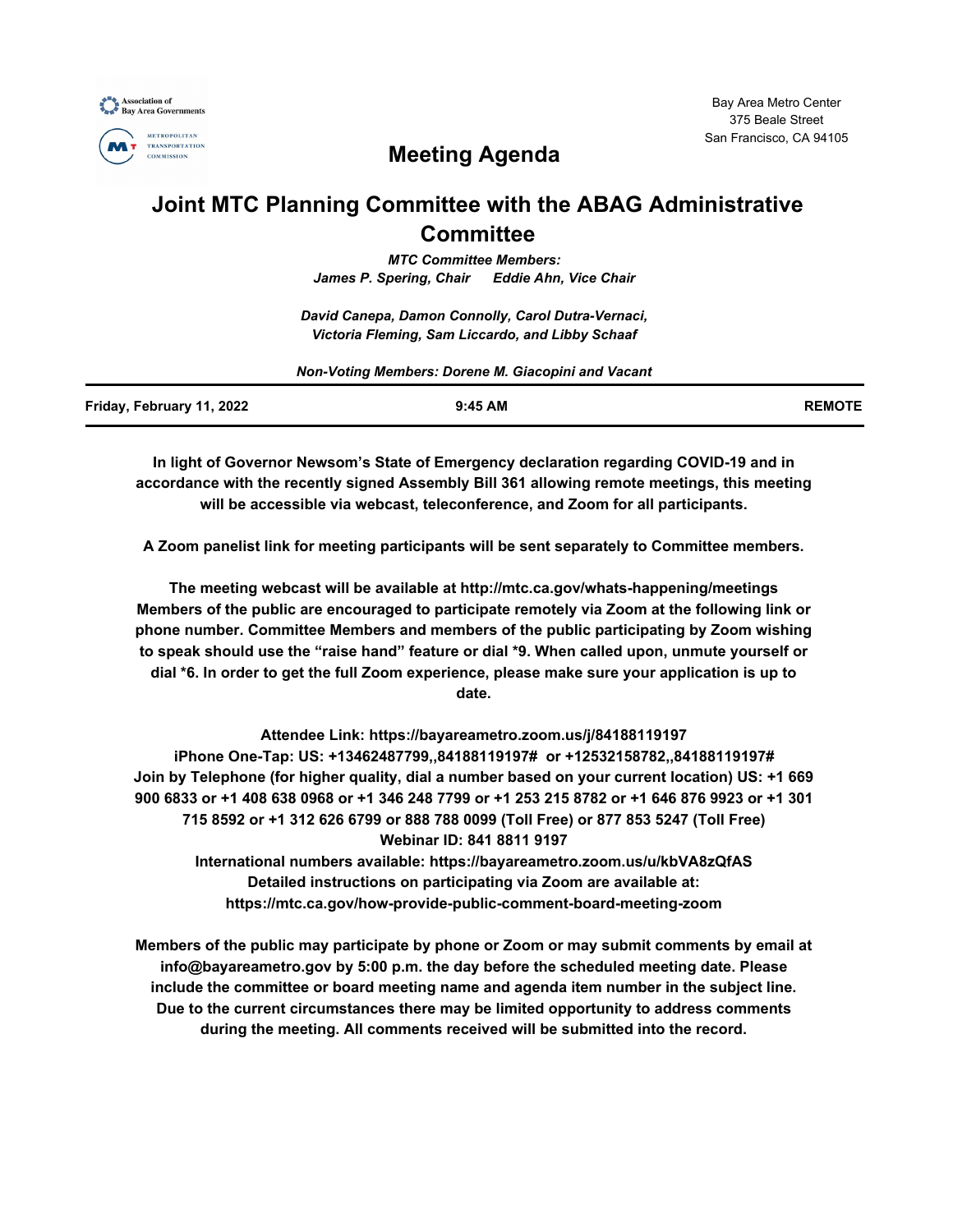Association of Bay Area Governments

Metropolitan Transportation Commission

Bay Area Metro Center
375 Beale Street
San Francisco, CA 94105

# Meeting Agenda

# Joint MTC Planning Committee with the ABAG Administrative Committee

***MTC Committee Members:***
***James P. Spering, Chair     Eddie Ahn, Vice Chair***

***David Canepa, Damon Connolly, Carol Dutra-Vernaci, Victoria Fleming, Sam Liccardo, and Libby Schaaf***

***Non-Voting Members: Dorene M. Giacopini and Vacant***

| Friday, February 11, 2022 | 9:45 AM | REMOTE |
|---|---|---|

**In light of Governor Newsom's State of Emergency declaration regarding COVID-19 and in accordance with the recently signed Assembly Bill 361 allowing remote meetings, this meeting will be accessible via webcast, teleconference, and Zoom for all participants.**

**A Zoom panelist link for meeting participants will be sent separately to Committee members.**

**The meeting webcast will be available at http://mtc.ca.gov/whats-happening/meetings Members of the public are encouraged to participate remotely via Zoom at the following link or phone number. Committee Members and members of the public participating by Zoom wishing to speak should use the "raise hand" feature or dial *9. When called upon, unmute yourself or dial *6. In order to get the full Zoom experience, please make sure your application is up to date.**

**Attendee Link: https://bayareametro.zoom.us/j/84188119197**
**iPhone One-Tap: US: +13462487799,,84188119197# or +12532158782,,84188119197#**
**Join by Telephone (for higher quality, dial a number based on your current location) US: +1 669 900 6833 or +1 408 638 0968 or +1 346 248 7799 or +1 253 215 8782 or +1 646 876 9923 or +1 301 715 8592 or +1 312 626 6799 or 888 788 0099 (Toll Free) or 877 853 5247 (Toll Free)**
**Webinar ID: 841 8811 9197**
**International numbers available: https://bayareametro.zoom.us/u/kbVA8zQfAS**
**Detailed instructions on participating via Zoom are available at: https://mtc.ca.gov/how-provide-public-comment-board-meeting-zoom**

**Members of the public may participate by phone or Zoom or may submit comments by email at info@bayareametro.gov by 5:00 p.m. the day before the scheduled meeting date. Please include the committee or board meeting name and agenda item number in the subject line. Due to the current circumstances there may be limited opportunity to address comments during the meeting. All comments received will be submitted into the record.**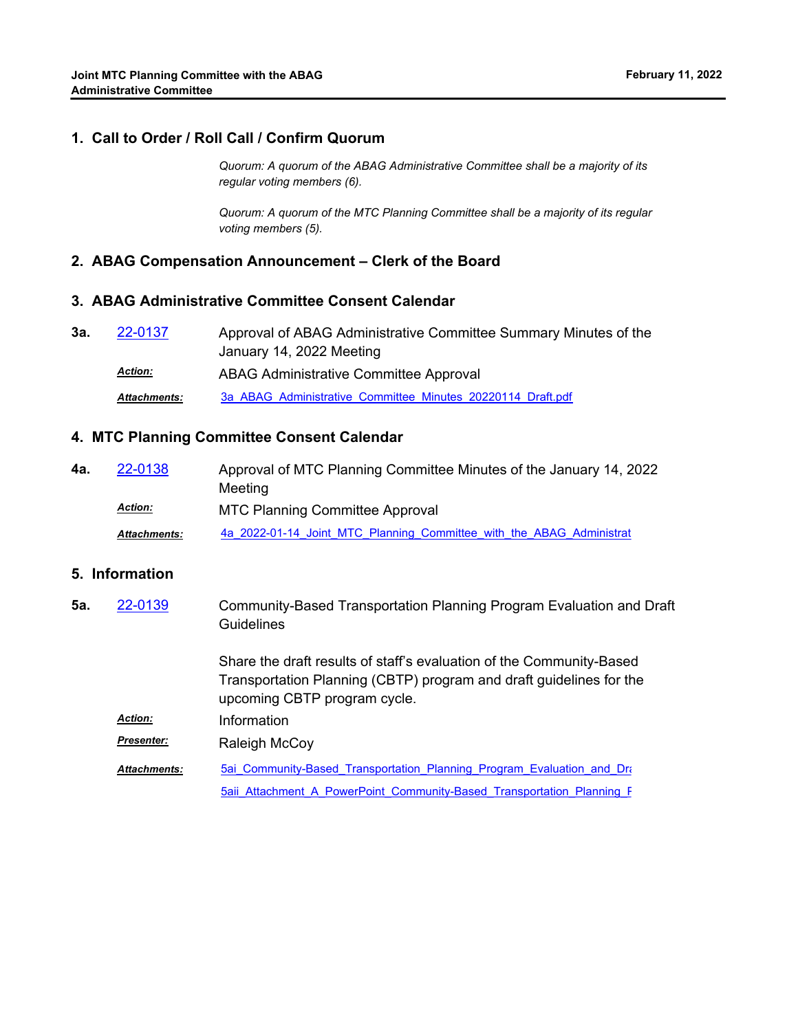## 1. Call to Order / Roll Call / Confirm Quorum

*Quorum: A quorum of the ABAG Administrative Committee shall be a majority of its regular voting members (6).*

*Quorum: A quorum of the MTC Planning Committee shall be a majority of its regular voting members (5).*

## 2. ABAG Compensation Announcement – Clerk of the Board

## 3. ABAG Administrative Committee Consent Calendar

**3a.** 22-0137 — Approval of ABAG Administrative Committee Summary Minutes of the January 14, 2022 Meeting

***Action:*** ABAG Administrative Committee Approval

***Attachments:*** 3a_ABAG_Administrative_Committee_Minutes_20220114_Draft.pdf

## 4. MTC Planning Committee Consent Calendar

**4a.** 22-0138 — Approval of MTC Planning Committee Minutes of the January 14, 2022 Meeting

***Action:*** MTC Planning Committee Approval

***Attachments:*** 4a_2022-01-14_Joint_MTC_Planning_Committee_with_the_ABAG_Administrat

## 5. Information

**5a.** 22-0139 — Community-Based Transportation Planning Program Evaluation and Draft Guidelines

Share the draft results of staff's evaluation of the Community-Based Transportation Planning (CBTP) program and draft guidelines for the upcoming CBTP program cycle.

***Action:*** Information

***Presenter:*** Raleigh McCoy

***Attachments:*** 5ai_Community-Based_Transportation_Planning_Program_Evaluation_and_Dra

5aii_Attachment_A_PowerPoint_Community-Based_Transportation_Planning_P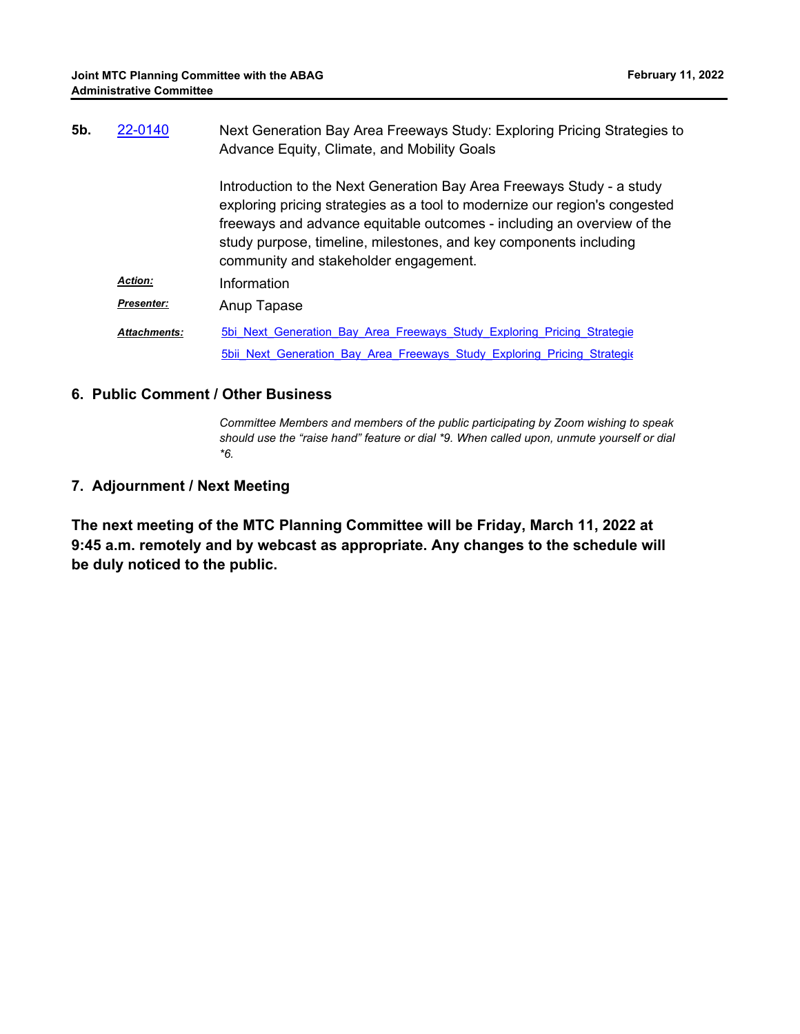**5b.** 22-0140 Next Generation Bay Area Freeways Study: Exploring Pricing Strategies to Advance Equity, Climate, and Mobility Goals

Introduction to the Next Generation Bay Area Freeways Study - a study exploring pricing strategies as a tool to modernize our region's congested freeways and advance equitable outcomes - including an overview of the study purpose, timeline, milestones, and key components including community and stakeholder engagement.

***Action:*** Information

***Presenter:*** Anup Tapase

***Attachments:*** 5bi_Next_Generation_Bay_Area_Freeways_Study_Exploring_Pricing_Strategie
5bii_Next_Generation_Bay_Area_Freeways_Study_Exploring_Pricing_Strategie

## 6. Public Comment / Other Business

*Committee Members and members of the public participating by Zoom wishing to speak should use the "raise hand" feature or dial *9. When called upon, unmute yourself or dial *6.*

## 7. Adjournment / Next Meeting

**The next meeting of the MTC Planning Committee will be Friday, March 11, 2022 at 9:45 a.m. remotely and by webcast as appropriate. Any changes to the schedule will be duly noticed to the public.**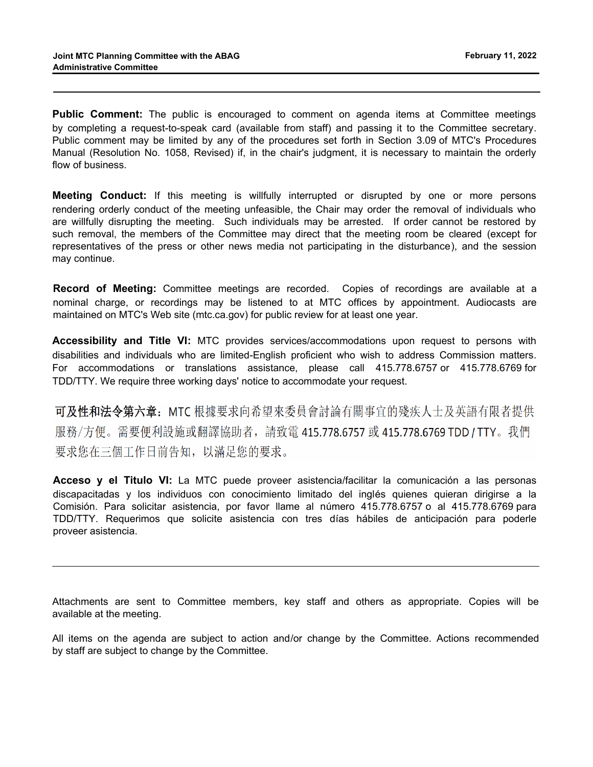**Public Comment:** The public is encouraged to comment on agenda items at Committee meetings by completing a request-to-speak card (available from staff) and passing it to the Committee secretary. Public comment may be limited by any of the procedures set forth in Section 3.09 of MTC's Procedures Manual (Resolution No. 1058, Revised) if, in the chair's judgment, it is necessary to maintain the orderly flow of business.

**Meeting Conduct:** If this meeting is willfully interrupted or disrupted by one or more persons rendering orderly conduct of the meeting unfeasible, the Chair may order the removal of individuals who are willfully disrupting the meeting. Such individuals may be arrested. If order cannot be restored by such removal, the members of the Committee may direct that the meeting room be cleared (except for representatives of the press or other news media not participating in the disturbance), and the session may continue.

**Record of Meeting:** Committee meetings are recorded. Copies of recordings are available at a nominal charge, or recordings may be listened to at MTC offices by appointment. Audiocasts are maintained on MTC's Web site (mtc.ca.gov) for public review for at least one year.

**Accessibility and Title VI:** MTC provides services/accommodations upon request to persons with disabilities and individuals who are limited-English proficient who wish to address Commission matters. For accommodations or translations assistance, please call 415.778.6757 or 415.778.6769 for TDD/TTY. We require three working days' notice to accommodate your request.

**可及性和法令第六章：**MTC 根據要求向希望來委員會討論有關事宜的殘疾人士及英語有限者提供服務/方便。需要便利設施或翻譯協助者，請致電 415.778.6757 或 415.778.6769 TDD / TTY。我們要求您在三個工作日前告知，以滿足您的要求。

**Acceso y el Titulo VI:** La MTC puede proveer asistencia/facilitar la comunicación a las personas discapacitadas y los individuos con conocimiento limitado del inglés quienes quieran dirigirse a la Comisión. Para solicitar asistencia, por favor llame al número 415.778.6757 o al 415.778.6769 para TDD/TTY. Requerimos que solicite asistencia con tres días hábiles de anticipación para poderle proveer asistencia.

---

Attachments are sent to Committee members, key staff and others as appropriate. Copies will be available at the meeting.

All items on the agenda are subject to action and/or change by the Committee. Actions recommended by staff are subject to change by the Committee.